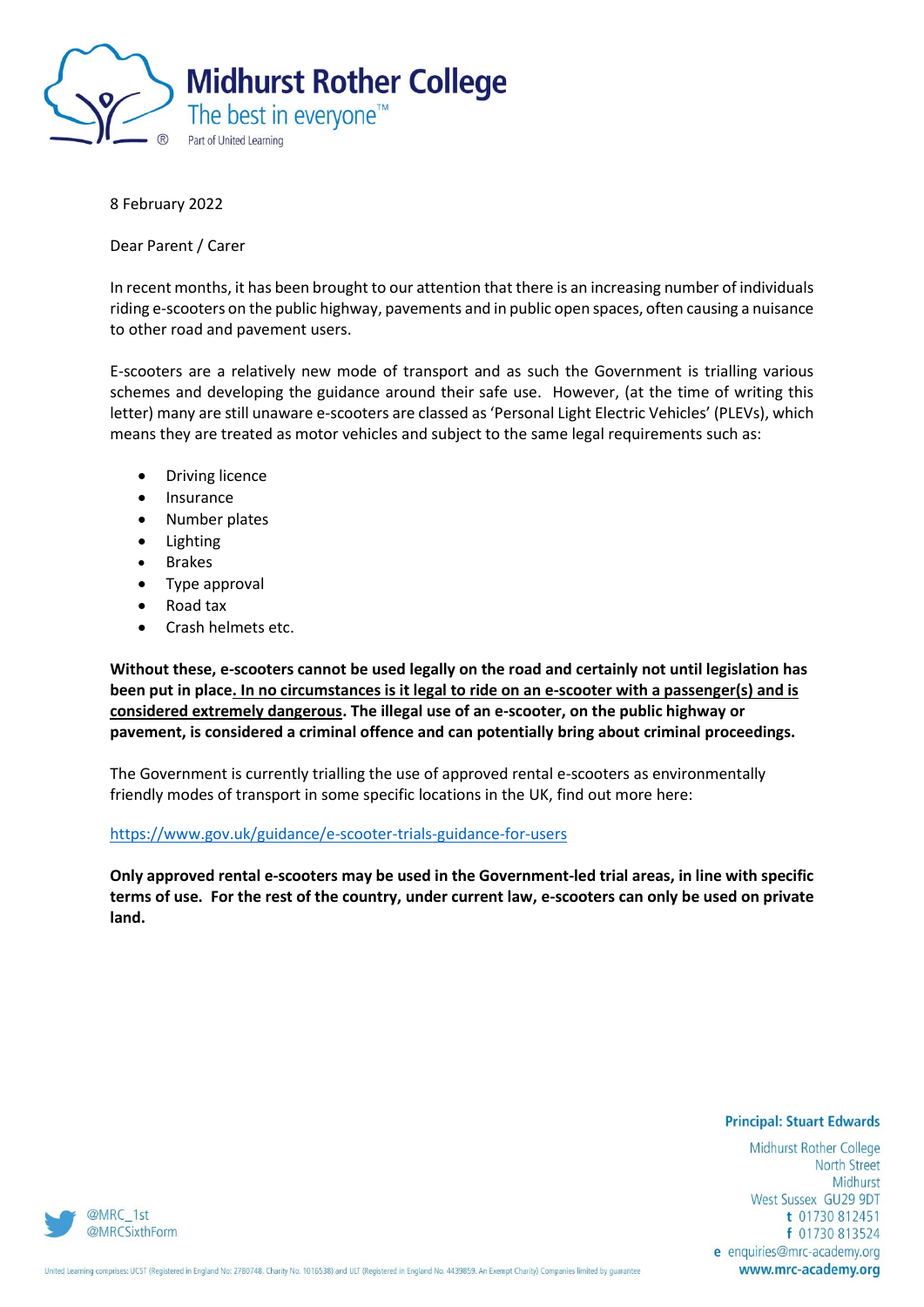**Midhurst Rother College**
The best in everyone™
Part of United Learning

8 February 2022

Dear Parent / Carer

In recent months, it has been brought to our attention that there is an increasing number of individuals riding e-scooters on the public highway, pavements and in public open spaces, often causing a nuisance to other road and pavement users.

E-scooters are a relatively new mode of transport and as such the Government is trialling various schemes and developing the guidance around their safe use. However, (at the time of writing this letter) many are still unaware e-scooters are classed as 'Personal Light Electric Vehicles' (PLEVs), which means they are treated as motor vehicles and subject to the same legal requirements such as:

- Driving licence
- Insurance
- Number plates
- Lighting
- Brakes
- Type approval
- Road tax
- Crash helmets etc.

**Without these, e-scooters cannot be used legally on the road and certainly not until legislation has been put in place. <u>In no circumstances is it legal to ride on an e-scooter with a passenger(s) and is considered extremely dangerous</u>. The illegal use of an e-scooter, on the public highway or pavement, is considered a criminal offence and can potentially bring about criminal proceedings.**

The Government is currently trialling the use of approved rental e-scooters as environmentally friendly modes of transport in some specific locations in the UK, find out more here:

https://www.gov.uk/guidance/e-scooter-trials-guidance-for-users

**Only approved rental e-scooters may be used in the Government-led trial areas, in line with specific terms of use. For the rest of the country, under current law, e-scooters can only be used on private land.**

**Principal: Stuart Edwards**

Midhurst Rother College
North Street
Midhurst
West Sussex GU29 9DT
t 01730 812451
f 01730 813524
e enquiries@mrc-academy.org
www.mrc-academy.org

@MRC_1st
@MRCSixthForm

United Learning comprises: UCST (Registered in England No: 2780748. Charity No. 1016538) and ULT (Registered in England No. 4439859. An Exempt Charity) Companies limited by guarantee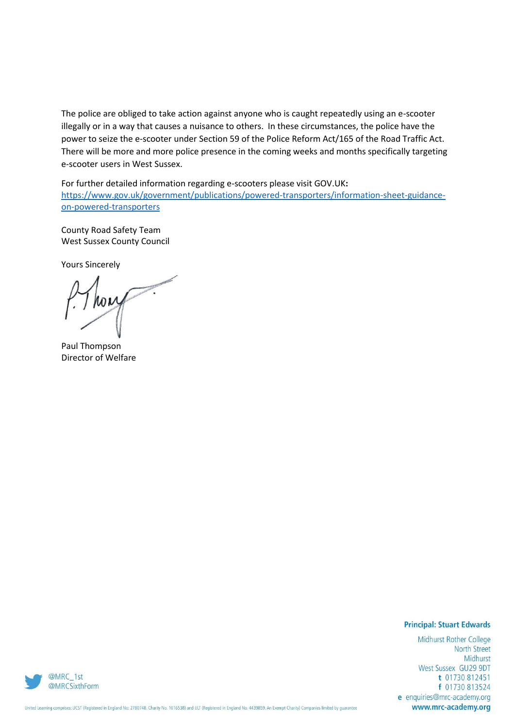The police are obliged to take action against anyone who is caught repeatedly using an e-scooter illegally or in a way that causes a nuisance to others. In these circumstances, the police have the power to seize the e-scooter under Section 59 of the Police Reform Act/165 of the Road Traffic Act. There will be more and more police presence in the coming weeks and months specifically targeting e-scooter users in West Sussex.

For further detailed information regarding e-scooters please visit GOV.UK**:**
[https://www.gov.uk/government/publications/powered-transporters/information-sheet-guidance-on-powered-transporters](https://www.gov.uk/government/publications/powered-transporters/information-sheet-guidance-on-powered-transporters)

County Road Safety Team
West Sussex County Council

Yours Sincerely

Paul Thompson
Director of Welfare

**Principal: Stuart Edwards**

Midhurst Rother College
North Street
Midhurst
West Sussex GU29 9DT
**t** 01730 812451
**f** 01730 813524
**e** enquiries@mrc-academy.org
**www.mrc-academy.org**

@MRC_1st
@MRCSixthForm

United Learning comprises: UCST (Registered in England No: 2780748. Charity No. 1016538) and ULT (Registered in England No. 4439859. An Exempt Charity) Companies limited by guarantee